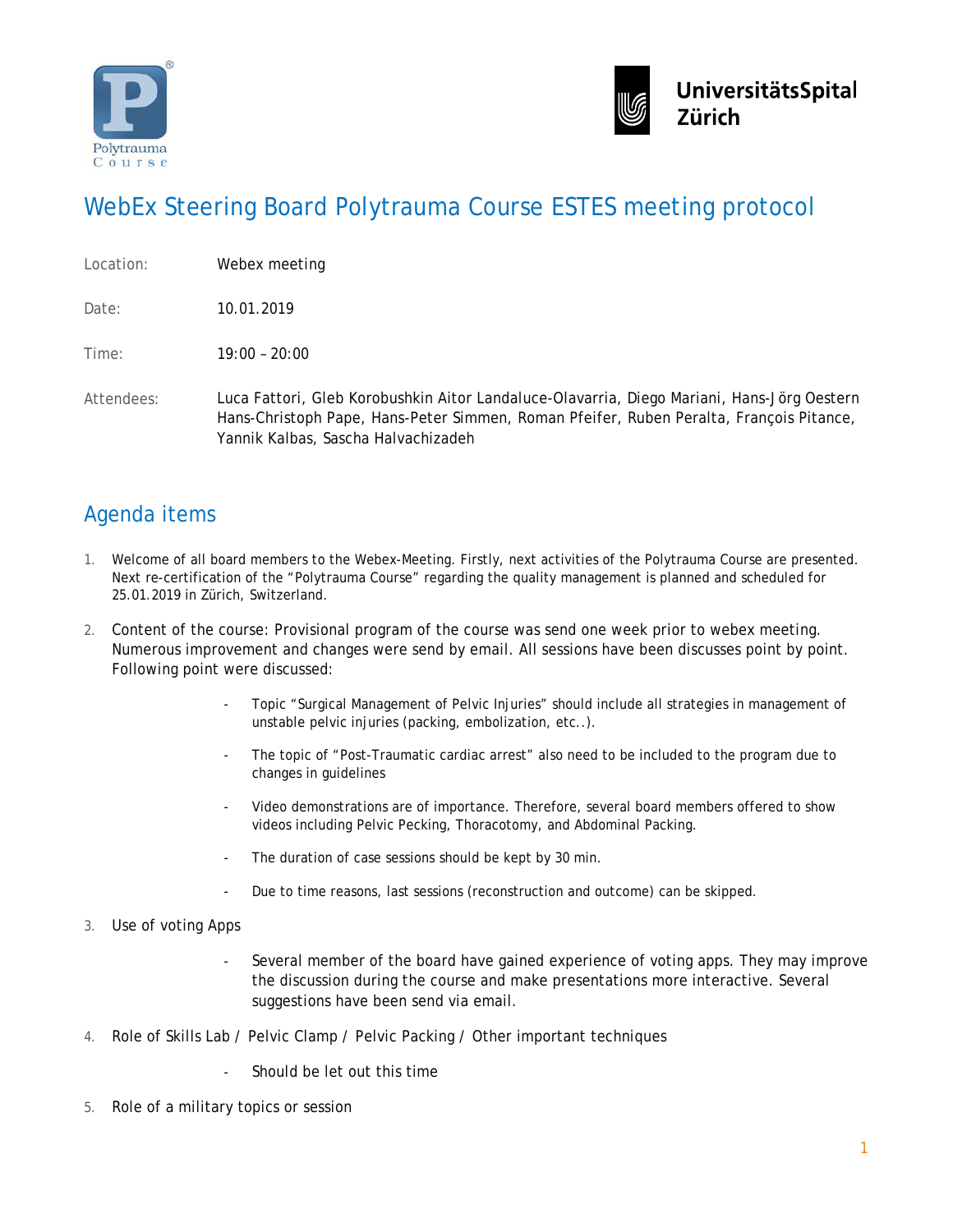# WebEx Steering Board Polytrauma Course ESTES meeting protocol

Location: Webex meeting

Date: 10.01.2019

Time: 19:00 – 20:00

Attendees: Luca Fattori, Gleb Korobushkin Aitor Landaluce-Olavarria, Diego Mariani, Hans-Jörg Oestern Hans-Christoph Pape, Hans-Peter Simmen, Roman Pfeifer, Ruben Peralta, François Pitance, Yannik Kalbas, Sascha Halvachizadeh

## Agenda items

1. Welcome of all board members to the Webex-Meeting. Firstly, next activities of the Polytrauma Course are presented. Next re-certification of the "Polytrauma Course" regarding the quality management is planned and scheduled for 25.01.2019 in Zürich, Switzerland.

2. Content of the course: Provisional program of the course was send one week prior to webex meeting. Numerous improvement and changes were send by email. All sessions have been discusses point by point. Following point were discussed:

   - Topic "Surgical Management of Pelvic Injuries" should include all strategies in management of unstable pelvic injuries (packing, embolization, etc..).
   - The topic of "Post-Traumatic cardiac arrest" also need to be included to the program due to changes in guidelines
   - Video demonstrations are of importance. Therefore, several board members offered to show videos including Pelvic Pecking, Thoracotomy, and Abdominal Packing.
   - The duration of case sessions should be kept by 30 min.
   - Due to time reasons, last sessions (reconstruction and outcome) can be skipped.

3. Use of voting Apps

   - Several member of the board have gained experience of voting apps. They may improve the discussion during the course and make presentations more interactive. Several suggestions have been send via email.

4. Role of Skills Lab / Pelvic Clamp / Pelvic Packing / Other important techniques

   - Should be let out this time

5. Role of a military topics or session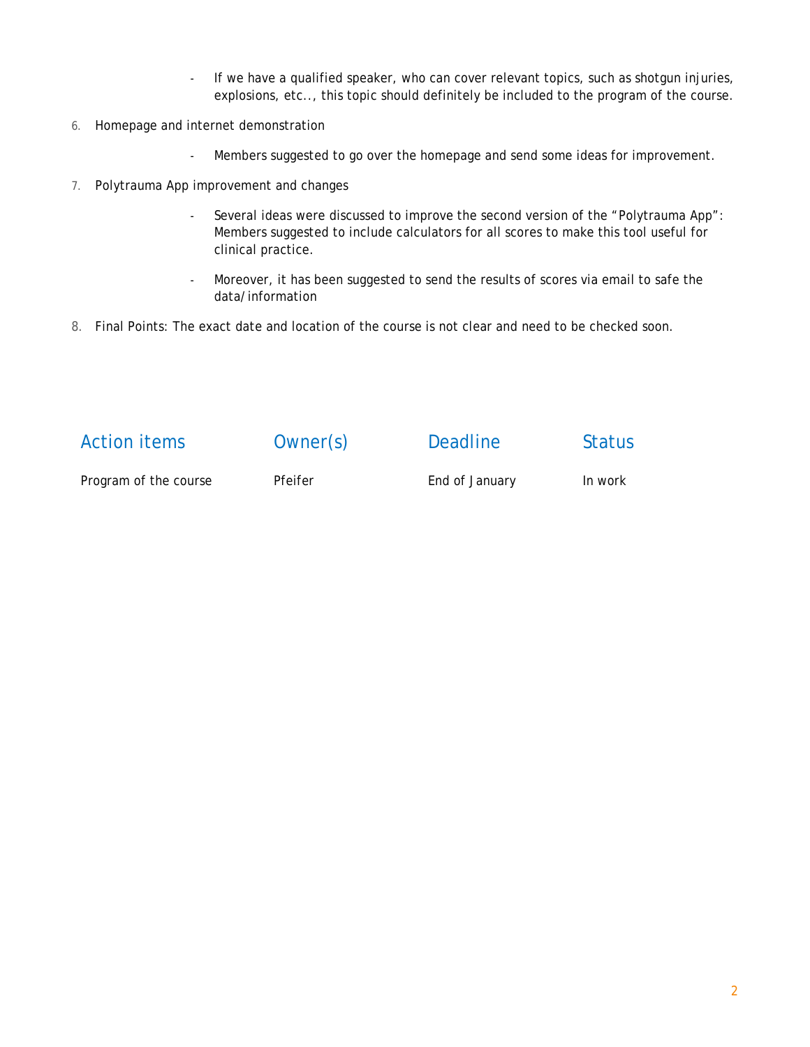- If we have a qualified speaker, who can cover relevant topics, such as shotgun injuries, explosions, etc.., this topic should definitely be included to the program of the course.

6. Homepage and internet demonstration

    - Members suggested to go over the homepage and send some ideas for improvement.

7. Polytrauma App improvement and changes

    - Several ideas were discussed to improve the second version of the "Polytrauma App": Members suggested to include calculators for all scores to make this tool useful for clinical practice.

    - Moreover, it has been suggested to send the results of scores via email to safe the data/information

8. Final Points: The exact date and location of the course is not clear and need to be checked soon.

| Action items | Owner(s) | Deadline | Status |
| --- | --- | --- | --- |
| Program of the course | Pfeifer | End of January | In work |